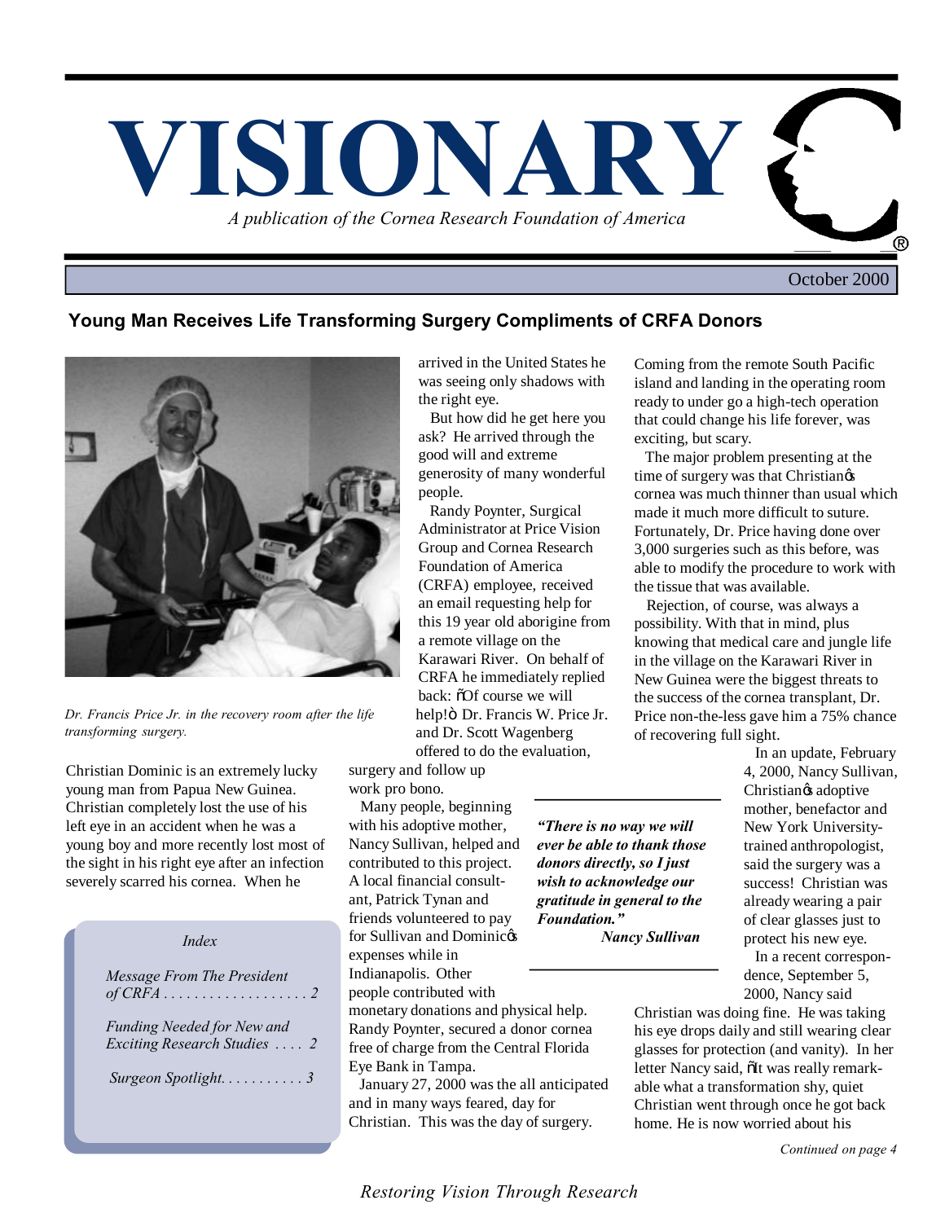# VISIONARY

*A publication of the Cornea Research Foundation of America*

October 2000

## Young Man Receives Life Transforming Surgery Compliments of CRFA Donors

*Dr. Francis Price Jr. in the recovery room after the life transforming surgery.*

Christian Dominic is an extremely lucky young man from Papua New Guinea. Christian completely lost the use of his left eye in an accident when he was a young boy and more recently lost most of the sight in his right eye after an infection severely scarred his cornea. When he arrived in the United States he was seeing only shadows with the right eye.

But how did he get here you ask? He arrived through the good will and extreme generosity of many wonderful people.

Randy Poynter, Surgical Administrator at Price Vision Group and Cornea Research Foundation of America (CRFA) employee, received an email requesting help for this 19 year old aborigine from a remote village on the Karawari River. On behalf of CRFA he immediately replied back: "Of course we will help!" Dr. Francis W. Price Jr. and Dr. Scott Wagenberg offered to do the evaluation, surgery and follow up work pro bono.

Many people, beginning with his adoptive mother, Nancy Sullivan, helped and contributed to this project. A local financial consultant, Patrick Tynan and friends volunteered to pay for Sullivan and Dominic's expenses while in Indianapolis. Other people contributed with monetary donations and physical help. Randy Poynter, secured a donor cornea free of charge from the Central Florida Eye Bank in Tampa.

January 27, 2000 was the all anticipated and in many ways feared, day for Christian. This was the day of surgery.

> ***"There is no way we will ever be able to thank those donors directly, so I just wish to acknowledge our gratitude in general to the Foundation."***
>
> ***Nancy Sullivan***

Coming from the remote South Pacific island and landing in the operating room ready to under go a high-tech operation that could change his life forever, was exciting, but scary.

The major problem presenting at the time of surgery was that Christian's cornea was much thinner than usual which made it much more difficult to suture. Fortunately, Dr. Price having done over 3,000 surgeries such as this before, was able to modify the procedure to work with the tissue that was available.

Rejection, of course, was always a possibility. With that in mind, plus knowing that medical care and jungle life in the village on the Karawari River in New Guinea were the biggest threats to the success of the cornea transplant, Dr. Price non-the-less gave him a 75% chance of recovering full sight.

In an update, February 4, 2000, Nancy Sullivan, Christian's adoptive mother, benefactor and New York University-trained anthropologist, said the surgery was a success! Christian was already wearing a pair of clear glasses just to protect his new eye.

In a recent correspondence, September 5, 2000, Nancy said Christian was doing fine. He was taking his eye drops daily and still wearing clear glasses for protection (and vanity). In her letter Nancy said, "It was really remarkable what a transformation shy, quiet Christian went through once he got back home. He is now worried about his

*Continued on page 4*

### *Index*

*Message From The President of CRFA . . . . . . . . . . . . . . . . . . . 2*

*Funding Needed for New and Exciting Research Studies . . . . 2*

*Surgeon Spotlight. . . . . . . . . . . 3*

*Restoring Vision Through Research*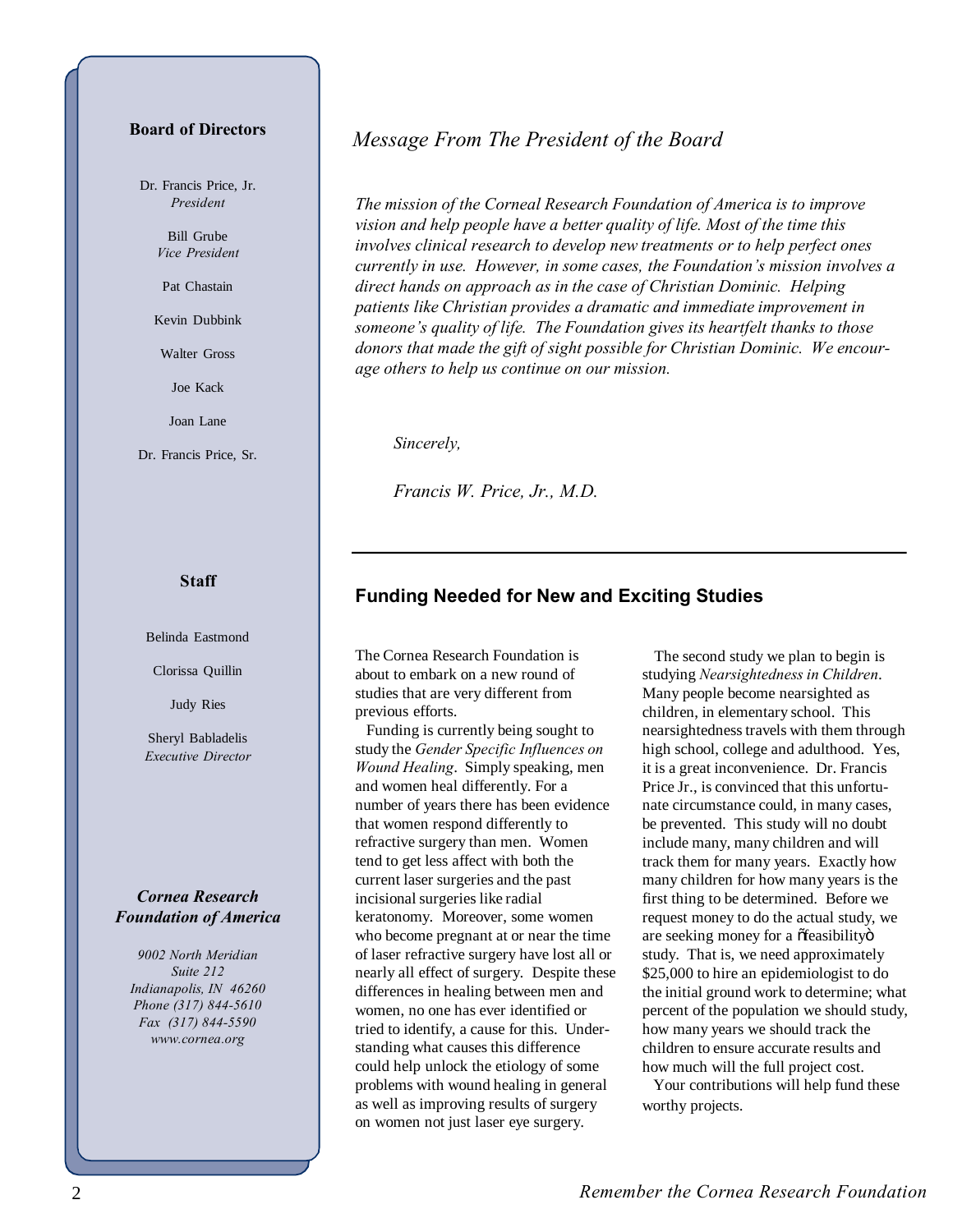### Board of Directors

Dr. Francis Price, Jr.
*President*

Bill Grube
*Vice President*

Pat Chastain

Kevin Dubbink

Walter Gross

Joe Kack

Joan Lane

Dr. Francis Price, Sr.

### Staff

Belinda Eastmond

Clorissa Quillin

Judy Ries

Sheryl Babladelis
*Executive Director*

***Cornea Research Foundation of America***

*9002 North Meridian*
*Suite 212*
*Indianapolis, IN 46260*
*Phone (317) 844-5610*
*Fax (317) 844-5590*
*www.cornea.org*

## *Message From The President of the Board*

*The mission of the Corneal Research Foundation of America is to improve vision and help people have a better quality of life. Most of the time this involves clinical research to develop new treatments or to help perfect ones currently in use. However, in some cases, the Foundation's mission involves a direct hands on approach as in the case of Christian Dominic. Helping patients like Christian provides a dramatic and immediate improvement in someone's quality of life. The Foundation gives its heartfelt thanks to those donors that made the gift of sight possible for Christian Dominic. We encourage others to help us continue on our mission.*

*Sincerely,*

*Francis W. Price, Jr., M.D.*

---

## Funding Needed for New and Exciting Studies

The Cornea Research Foundation is about to embark on a new round of studies that are very different from previous efforts.

Funding is currently being sought to study the *Gender Specific Influences on Wound Healing*. Simply speaking, men and women heal differently. For a number of years there has been evidence that women respond differently to refractive surgery than men. Women tend to get less affect with both the current laser surgeries and the past incisional surgeries like radial keratonomy. Moreover, some women who become pregnant at or near the time of laser refractive surgery have lost all or nearly all effect of surgery. Despite these differences in healing between men and women, no one has ever identified or tried to identify, a cause for this. Understanding what causes this difference could help unlock the etiology of some problems with wound healing in general as well as improving results of surgery on women not just laser eye surgery.

The second study we plan to begin is studying *Nearsightedness in Children*. Many people become nearsighted as children, in elementary school. This nearsightedness travels with them through high school, college and adulthood. Yes, it is a great inconvenience. Dr. Francis Price Jr., is convinced that this unfortunate circumstance could, in many cases, be prevented. This study will no doubt include many, many children and will track them for many years. Exactly how many children for how many years is the first thing to be determined. Before we request money to do the actual study, we are seeking money for a "feasibility" study. That is, we need approximately $25,000 to hire an epidemiologist to do the initial ground work to determine; what percent of the population we should study, how many years we should track the children to ensure accurate results and how much will the full project cost.

Your contributions will help fund these worthy projects.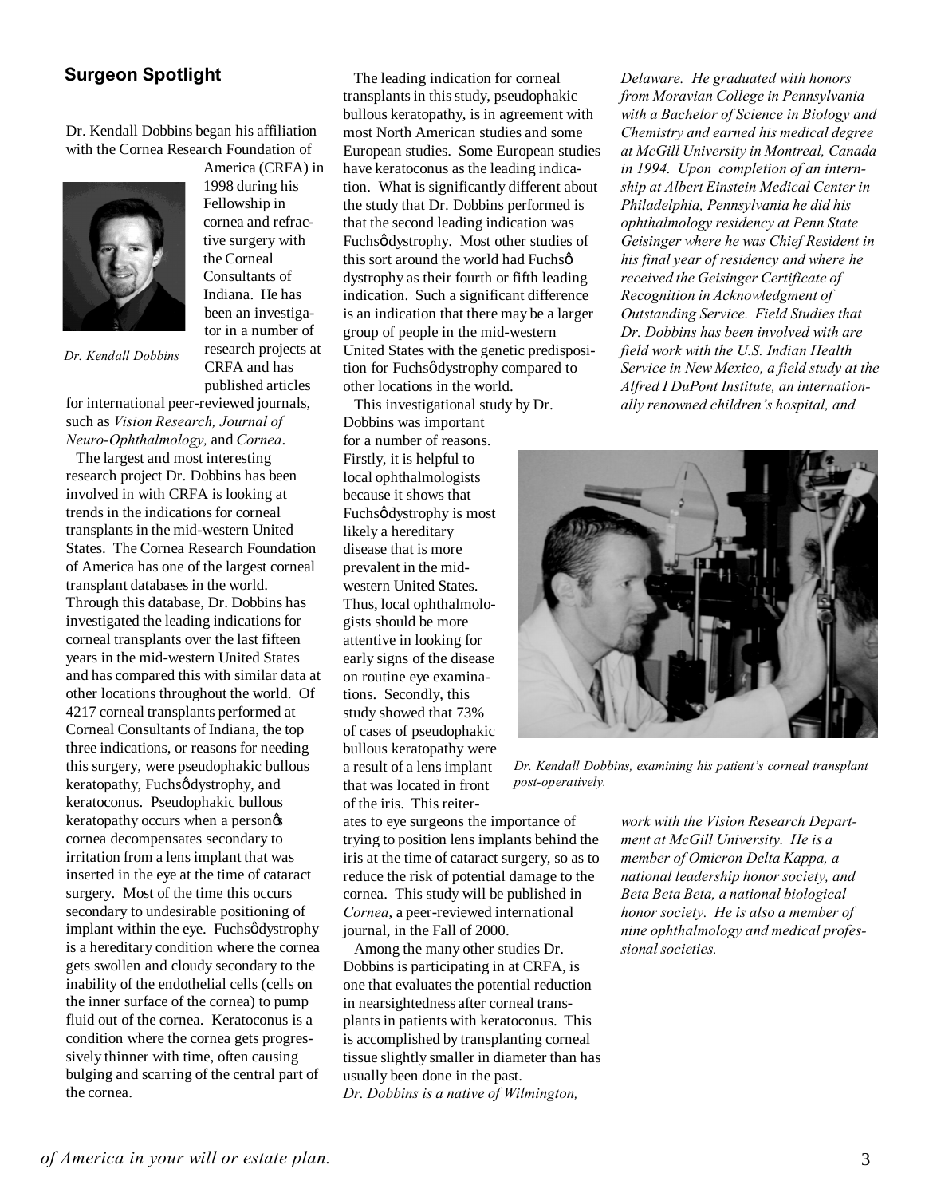## Surgeon Spotlight

Dr. Kendall Dobbins began his affiliation with the Cornea Research Foundation of America (CRFA) in 1998 during his Fellowship in cornea and refractive surgery with the Corneal Consultants of Indiana. He has been an investigator in a number of research projects at CRFA and has published articles for international peer-reviewed journals, such as *Vision Research, Journal of Neuro-Ophthalmology,* and *Cornea*.

*Dr. Kendall Dobbins*

The largest and most interesting research project Dr. Dobbins has been involved in with CRFA is looking at trends in the indications for corneal transplants in the mid-western United States. The Cornea Research Foundation of America has one of the largest corneal transplant databases in the world. Through this database, Dr. Dobbins has investigated the leading indications for corneal transplants over the last fifteen years in the mid-western United States and has compared this with similar data at other locations throughout the world. Of 4217 corneal transplants performed at Corneal Consultants of Indiana, the top three indications, or reasons for needing this surgery, were pseudophakic bullous keratopathy, Fuchsø dystrophy, and keratoconus. Pseudophakic bullous keratopathy occurs when a personøs cornea decompensates secondary to irritation from a lens implant that was inserted in the eye at the time of cataract surgery. Most of the time this occurs secondary to undesirable positioning of implant within the eye. Fuchsø dystrophy is a hereditary condition where the cornea gets swollen and cloudy secondary to the inability of the endothelial cells (cells on the inner surface of the cornea) to pump fluid out of the cornea. Keratoconus is a condition where the cornea gets progressively thinner with time, often causing bulging and scarring of the central part of the cornea.

The leading indication for corneal transplants in this study, pseudophakic bullous keratopathy, is in agreement with most North American studies and some European studies. Some European studies have keratoconus as the leading indication. What is significantly different about the study that Dr. Dobbins performed is that the second leading indication was Fuchsø dystrophy. Most other studies of this sort around the world had Fuchsø dystrophy as their fourth or fifth leading indication. Such a significant difference is an indication that there may be a larger group of people in the mid-western United States with the genetic predisposition for Fuchsø dystrophy compared to other locations in the world.

This investigational study by Dr. Dobbins was important for a number of reasons. Firstly, it is helpful to local ophthalmologists because it shows that Fuchsø dystrophy is most likely a hereditary disease that is more prevalent in the mid-western United States. Thus, local ophthalmologists should be more attentive in looking for early signs of the disease on routine eye examinations. Secondly, this study showed that 73% of cases of pseudophakic bullous keratopathy were a result of a lens implant that was located in front of the iris. This reiterates to eye surgeons the importance of trying to position lens implants behind the iris at the time of cataract surgery, so as to reduce the risk of potential damage to the cornea. This study will be published in *Cornea*, a peer-reviewed international journal, in the Fall of 2000.

Among the many other studies Dr. Dobbins is participating in at CRFA, is one that evaluates the potential reduction in nearsightedness after corneal transplants in patients with keratoconus. This is accomplished by transplanting corneal tissue slightly smaller in diameter than has usually been done in the past.

*Dr. Dobbins is a native of Wilmington, Delaware. He graduated with honors from Moravian College in Pennsylvania with a Bachelor of Science in Biology and Chemistry and earned his medical degree at McGill University in Montreal, Canada in 1994. Upon completion of an internship at Albert Einstein Medical Center in Philadelphia, Pennsylvania he did his ophthalmology residency at Penn State Geisinger where he was Chief Resident in his final year of residency and where he received the Geisinger Certificate of Recognition in Acknowledgment of Outstanding Service. Field Studies that Dr. Dobbins has been involved with are field work with the U.S. Indian Health Service in New Mexico, a field study at the Alfred I DuPont Institute, an internationally renowned children's hospital, and work with the Vision Research Department at McGill University. He is a member of Omicron Delta Kappa, a national leadership honor society, and Beta Beta Beta, a national biological honor society. He is also a member of nine ophthalmology and medical professional societies.*

*Dr. Kendall Dobbins, examining his patient's corneal transplant post-operatively.*

*of America in your will or estate plan.*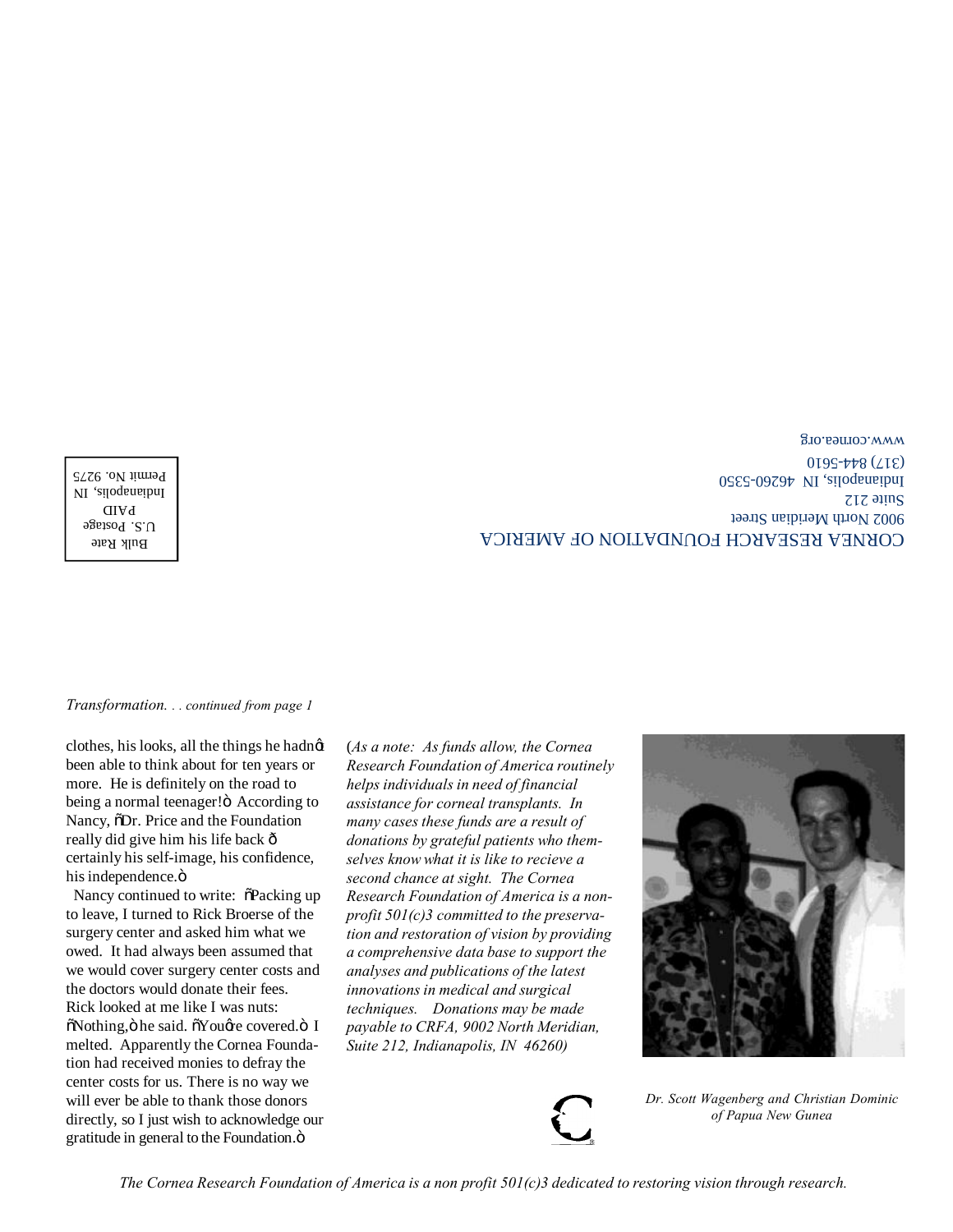CORNEA RESEARCH FOUNDATION OF AMERICA
9002 North Meridian Street
Suite 212
Indianapolis, IN 46260-5350
(317) 844-5610
www.cornea.org

Bulk Rate
U.S. Postage
PAID
Indianapolis, IN
Permit No. 9275

*Transformation. . . continued from page 1*

clothes, his looks, all the things he hadn't been able to think about for ten years or more. He is definitely on the road to being a normal teenager!" According to Nancy, "Dr. Price and the Foundation really did give him his life back — certainly his self-image, his confidence, his independence."

Nancy continued to write: "Packing up to leave, I turned to Rick Broerse of the surgery center and asked him what we owed. It had always been assumed that we would cover surgery center costs and the doctors would donate their fees. Rick looked at me like I was nuts: "Nothing," he said. "You're covered." I melted. Apparently the Cornea Foundation had received monies to defray the center costs for us. There is no way we will ever be able to thank those donors directly, so I just wish to acknowledge our gratitude in general to the Foundation."

(*As a note: As funds allow, the Cornea Research Foundation of America routinely helps individuals in need of financial assistance for corneal transplants. In many cases these funds are a result of donations by grateful patients who themselves know what it is like to recieve a second chance at sight. The Cornea Research Foundation of America is a non-profit 501(c)3 committed to the preservation and restoration of vision by providing a comprehensive data base to support the analyses and publications of the latest innovations in medical and surgical techniques. Donations may be made payable to CRFA, 9002 North Meridian, Suite 212, Indianapolis, IN 46260)*

*Dr. Scott Wagenberg and Christian Dominic of Papua New Gunea*

*The Cornea Research Foundation of America is a non profit 501(c)3 dedicated to restoring vision through research.*